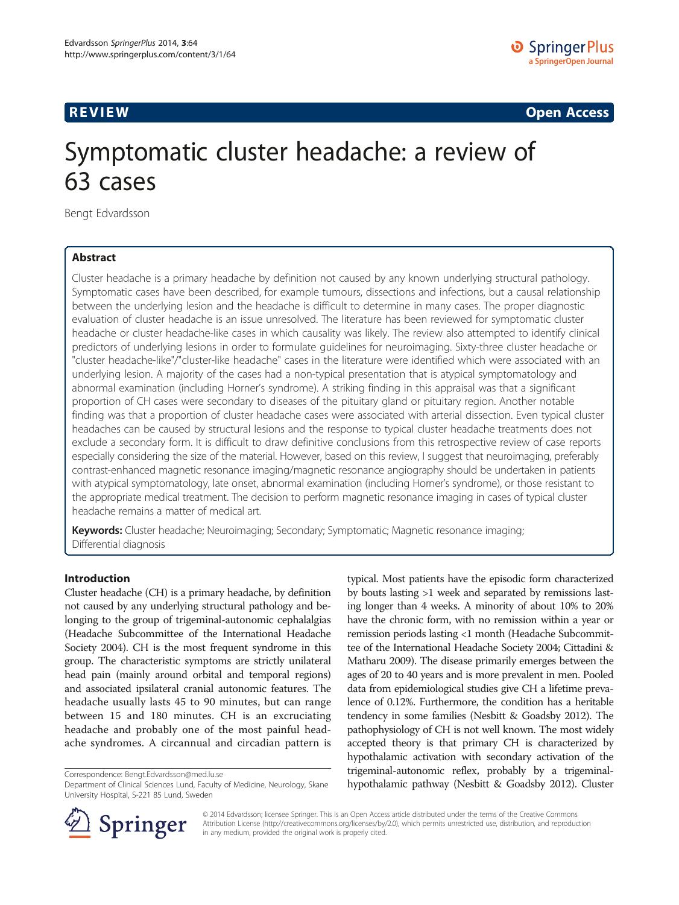**REVIEW** **Open Access**

# Symptomatic cluster headache: a review of 63 cases

Bengt Edvardsson

## Abstract

Cluster headache is a primary headache by definition not caused by any known underlying structural pathology. Symptomatic cases have been described, for example tumours, dissections and infections, but a causal relationship between the underlying lesion and the headache is difficult to determine in many cases. The proper diagnostic evaluation of cluster headache is an issue unresolved. The literature has been reviewed for symptomatic cluster headache or cluster headache-like cases in which causality was likely. The review also attempted to identify clinical predictors of underlying lesions in order to formulate guidelines for neuroimaging. Sixty-three cluster headache or "cluster headache-like"/"cluster-like headache" cases in the literature were identified which were associated with an underlying lesion. A majority of the cases had a non-typical presentation that is atypical symptomatology and abnormal examination (including Horner's syndrome). A striking finding in this appraisal was that a significant proportion of CH cases were secondary to diseases of the pituitary gland or pituitary region. Another notable finding was that a proportion of cluster headache cases were associated with arterial dissection. Even typical cluster headaches can be caused by structural lesions and the response to typical cluster headache treatments does not exclude a secondary form. It is difficult to draw definitive conclusions from this retrospective review of case reports especially considering the size of the material. However, based on this review, I suggest that neuroimaging, preferably contrast-enhanced magnetic resonance imaging/magnetic resonance angiography should be undertaken in patients with atypical symptomatology, late onset, abnormal examination (including Horner's syndrome), or those resistant to the appropriate medical treatment. The decision to perform magnetic resonance imaging in cases of typical cluster headache remains a matter of medical art.

**Keywords:** Cluster headache; Neuroimaging; Secondary; Symptomatic; Magnetic resonance imaging; Differential diagnosis

## Introduction

Cluster headache (CH) is a primary headache, by definition not caused by any underlying structural pathology and belonging to the group of trigeminal-autonomic cephalalgias (Headache Subcommittee of the International Headache Society 2004). CH is the most frequent syndrome in this group. The characteristic symptoms are strictly unilateral head pain (mainly around orbital and temporal regions) and associated ipsilateral cranial autonomic features. The headache usually lasts 45 to 90 minutes, but can range between 15 and 180 minutes. CH is an excruciating headache and probably one of the most painful headache syndromes. A circannual and circadian pattern is typical. Most patients have the episodic form characterized by bouts lasting >1 week and separated by remissions lasting longer than 4 weeks. A minority of about 10% to 20% have the chronic form, with no remission within a year or remission periods lasting <1 month (Headache Subcommittee of the International Headache Society 2004; Cittadini & Matharu 2009). The disease primarily emerges between the ages of 20 to 40 years and is more prevalent in men. Pooled data from epidemiological studies give CH a lifetime prevalence of 0.12%. Furthermore, the condition has a heritable tendency in some families (Nesbitt & Goadsby 2012). The pathophysiology of CH is not well known. The most widely accepted theory is that primary CH is characterized by hypothalamic activation with secondary activation of the trigeminal-autonomic reflex, probably by a trigeminal-hypothalamic pathway (Nesbitt & Goadsby 2012). Cluster

Correspondence: Bengt.Edvardsson@med.lu.se
Department of Clinical Sciences Lund, Faculty of Medicine, Neurology, Skane University Hospital, S-221 85 Lund, Sweden

© 2014 Edvardsson; licensee Springer. This is an Open Access article distributed under the terms of the Creative Commons Attribution License (http://creativecommons.org/licenses/by/2.0), which permits unrestricted use, distribution, and reproduction in any medium, provided the original work is properly cited.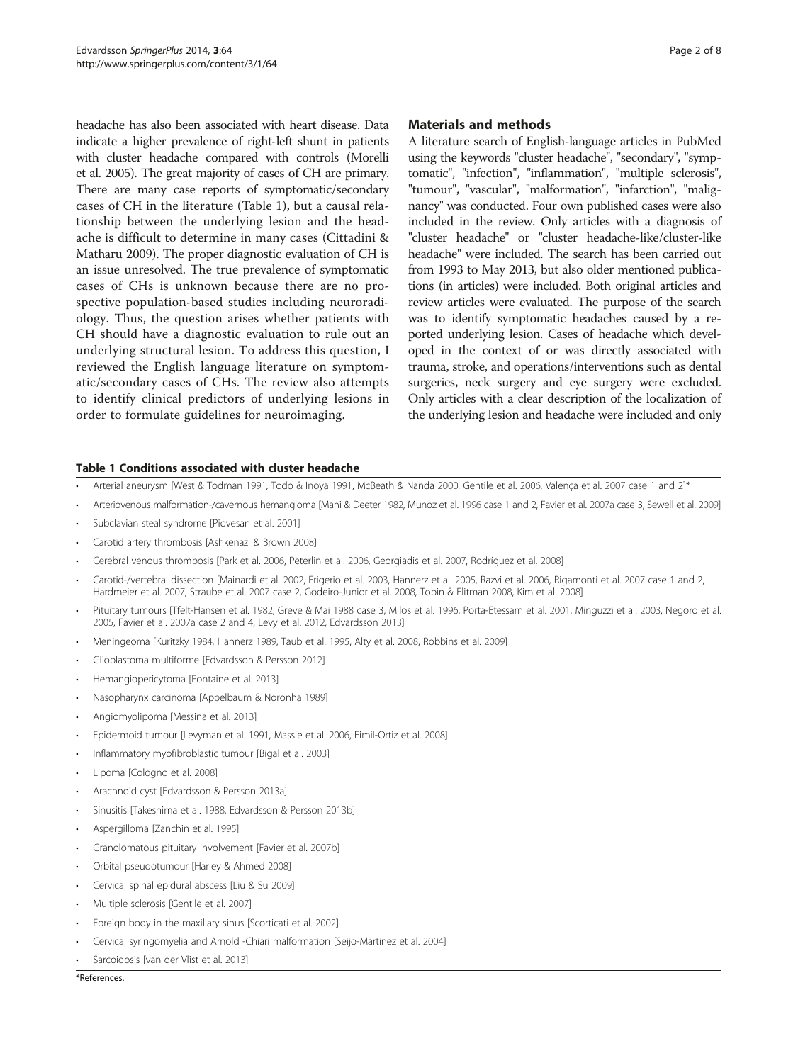headache has also been associated with heart disease. Data indicate a higher prevalence of right-left shunt in patients with cluster headache compared with controls (Morelli et al. 2005). The great majority of cases of CH are primary. There are many case reports of symptomatic/secondary cases of CH in the literature (Table 1), but a causal relationship between the underlying lesion and the headache is difficult to determine in many cases (Cittadini & Matharu 2009). The proper diagnostic evaluation of CH is an issue unresolved. The true prevalence of symptomatic cases of CHs is unknown because there are no prospective population-based studies including neuroradiology. Thus, the question arises whether patients with CH should have a diagnostic evaluation to rule out an underlying structural lesion. To address this question, I reviewed the English language literature on symptomatic/secondary cases of CHs. The review also attempts to identify clinical predictors of underlying lesions in order to formulate guidelines for neuroimaging.

## Materials and methods

A literature search of English-language articles in PubMed using the keywords "cluster headache", "secondary", "symptomatic", "infection", "inflammation", "multiple sclerosis", "tumour", "vascular", "malformation", "infarction", "malignancy" was conducted. Four own published cases were also included in the review. Only articles with a diagnosis of "cluster headache" or "cluster headache-like/cluster-like headache" were included. The search has been carried out from 1993 to May 2013, but also older mentioned publications (in articles) were included. Both original articles and review articles were evaluated. The purpose of the search was to identify symptomatic headaches caused by a reported underlying lesion. Cases of headache which developed in the context of or was directly associated with trauma, stroke, and operations/interventions such as dental surgeries, neck surgery and eye surgery were excluded. Only articles with a clear description of the localization of the underlying lesion and headache were included and only

**Table 1 Conditions associated with cluster headache**

- Arterial aneurysm [West & Todman 1991, Todo & Inoya 1991, McBeath & Nanda 2000, Gentile et al. 2006, Valença et al. 2007 case 1 and 2]*
- Arteriovenous malformation-/cavernous hemangioma [Mani & Deeter 1982, Munoz et al. 1996 case 1 and 2, Favier et al. 2007a case 3, Sewell et al. 2009]
- Subclavian steal syndrome [Piovesan et al. 2001]
- Carotid artery thrombosis [Ashkenazi & Brown 2008]
- Cerebral venous thrombosis [Park et al. 2006, Peterlin et al. 2006, Georgiadis et al. 2007, Rodríguez et al. 2008]
- Carotid-/vertebral dissection [Mainardi et al. 2002, Frigerio et al. 2003, Hannerz et al. 2005, Razvi et al. 2006, Rigamonti et al. 2007 case 1 and 2, Hardmeier et al. 2007, Straube et al. 2007 case 2, Godeiro-Junior et al. 2008, Tobin & Flitman 2008, Kim et al. 2008]
- Pituitary tumours [Tfelt-Hansen et al. 1982, Greve & Mai 1988 case 3, Milos et al. 1996, Porta-Etessam et al. 2001, Minguzzi et al. 2003, Negoro et al. 2005, Favier et al. 2007a case 2 and 4, Levy et al. 2012, Edvardsson 2013]
- Meningeoma [Kuritzky 1984, Hannerz 1989, Taub et al. 1995, Alty et al. 2008, Robbins et al. 2009]
- Glioblastoma multiforme [Edvardsson & Persson 2012]
- Hemangiopericytoma [Fontaine et al. 2013]
- Nasopharynx carcinoma [Appelbaum & Noronha 1989]
- Angiomyolipoma [Messina et al. 2013]
- Epidermoid tumour [Levyman et al. 1991, Massie et al. 2006, Eimil-Ortiz et al. 2008]
- Inflammatory myofibroblastic tumour [Bigal et al. 2003]
- Lipoma [Cologno et al. 2008]
- Arachnoid cyst [Edvardsson & Persson 2013a]
- Sinusitis [Takeshima et al. 1988, Edvardsson & Persson 2013b]
- Aspergilloma [Zanchin et al. 1995]
- Granolomatous pituitary involvement [Favier et al. 2007b]
- Orbital pseudotumour [Harley & Ahmed 2008]
- Cervical spinal epidural abscess [Liu & Su 2009]
- Multiple sclerosis [Gentile et al. 2007]
- Foreign body in the maxillary sinus [Scorticati et al. 2002]
- Cervical syringomyelia and Arnold -Chiari malformation [Seijo-Martinez et al. 2004]
- Sarcoidosis [van der Vlist et al. 2013]

*References.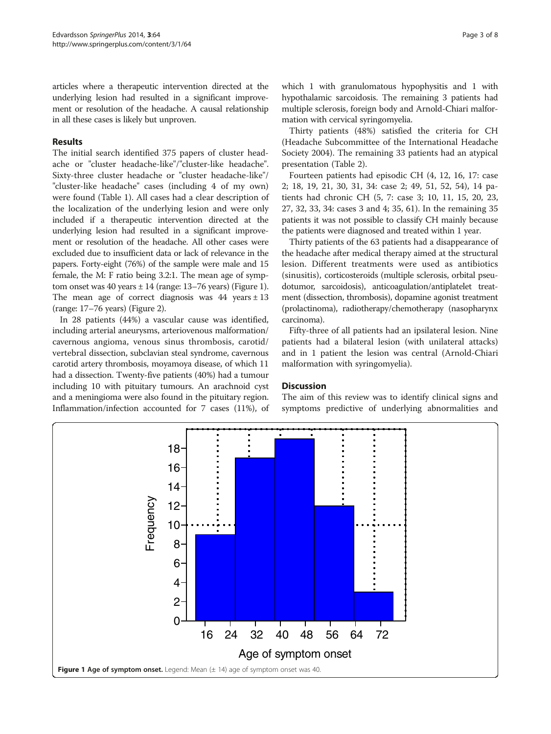articles where a therapeutic intervention directed at the underlying lesion had resulted in a significant improvement or resolution of the headache. A causal relationship in all these cases is likely but unproven.

## Results

The initial search identified 375 papers of cluster headache or "cluster headache-like"/"cluster-like headache". Sixty-three cluster headache or "cluster headache-like"/"cluster-like headache" cases (including 4 of my own) were found (Table 1). All cases had a clear description of the localization of the underlying lesion and were only included if a therapeutic intervention directed at the underlying lesion had resulted in a significant improvement or resolution of the headache. All other cases were excluded due to insufficient data or lack of relevance in the papers. Forty-eight (76%) of the sample were male and 15 female, the M: F ratio being 3.2:1. The mean age of symptom onset was 40 years ± 14 (range: 13–76 years) (Figure 1). The mean age of correct diagnosis was 44 years ± 13 (range: 17–76 years) (Figure 2).

In 28 patients (44%) a vascular cause was identified, including arterial aneurysms, arteriovenous malformation/cavernous angioma, venous sinus thrombosis, carotid/vertebral dissection, subclavian steal syndrome, cavernous carotid artery thrombosis, moyamoya disease, of which 11 had a dissection. Twenty-five patients (40%) had a tumour including 10 with pituitary tumours. An arachnoid cyst and a meningioma were also found in the pituitary region. Inflammation/infection accounted for 7 cases (11%), of which 1 with granulomatous hypophysitis and 1 with hypothalamic sarcoidosis. The remaining 3 patients had multiple sclerosis, foreign body and Arnold-Chiari malformation with cervical syringomyelia.

Thirty patients (48%) satisfied the criteria for CH (Headache Subcommittee of the International Headache Society 2004). The remaining 33 patients had an atypical presentation (Table 2).

Fourteen patients had episodic CH (4, 12, 16, 17: case 2; 18, 19, 21, 30, 31, 34: case 2; 49, 51, 52, 54), 14 patients had chronic CH (5, 7: case 3; 10, 11, 15, 20, 23, 27, 32, 33, 34: cases 3 and 4; 35, 61). In the remaining 35 patients it was not possible to classify CH mainly because the patients were diagnosed and treated within 1 year.

Thirty patients of the 63 patients had a disappearance of the headache after medical therapy aimed at the structural lesion. Different treatments were used as antibiotics (sinusitis), corticosteroids (multiple sclerosis, orbital pseudotumor, sarcoidosis), anticoagulation/antiplatelet treatment (dissection, thrombosis), dopamine agonist treatment (prolactinoma), radiotherapy/chemotherapy (nasopharynx carcinoma).

Fifty-three of all patients had an ipsilateral lesion. Nine patients had a bilateral lesion (with unilateral attacks) and in 1 patient the lesion was central (Arnold-Chiari malformation with syringomyelia).

## Discussion

The aim of this review was to identify clinical signs and symptoms predictive of underlying abnormalities and

**Figure 1 Age of symptom onset.** Legend: Mean (± 14) age of symptom onset was 40.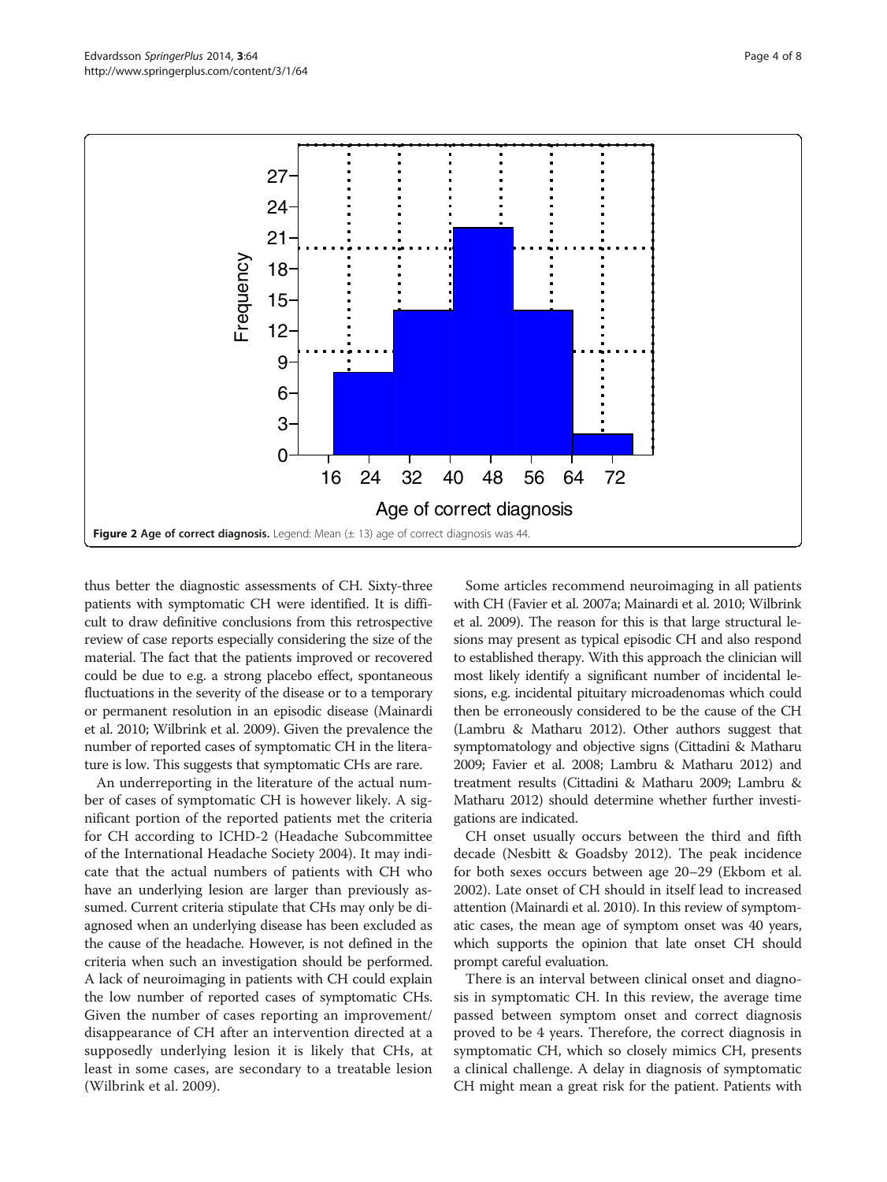Figure 2 Age of correct diagnosis. Legend: Mean (± 13) age of correct diagnosis was 44.

thus better the diagnostic assessments of CH. Sixty-three patients with symptomatic CH were identified. It is difficult to draw definitive conclusions from this retrospective review of case reports especially considering the size of the material. The fact that the patients improved or recovered could be due to e.g. a strong placebo effect, spontaneous fluctuations in the severity of the disease or to a temporary or permanent resolution in an episodic disease (Mainardi et al. 2010; Wilbrink et al. 2009). Given the prevalence the number of reported cases of symptomatic CH in the literature is low. This suggests that symptomatic CHs are rare.

An underreporting in the literature of the actual number of cases of symptomatic CH is however likely. A significant portion of the reported patients met the criteria for CH according to ICHD-2 (Headache Subcommittee of the International Headache Society 2004). It may indicate that the actual numbers of patients with CH who have an underlying lesion are larger than previously assumed. Current criteria stipulate that CHs may only be diagnosed when an underlying disease has been excluded as the cause of the headache. However, is not defined in the criteria when such an investigation should be performed. A lack of neuroimaging in patients with CH could explain the low number of reported cases of symptomatic CHs. Given the number of cases reporting an improvement/disappearance of CH after an intervention directed at a supposedly underlying lesion it is likely that CHs, at least in some cases, are secondary to a treatable lesion (Wilbrink et al. 2009).

Some articles recommend neuroimaging in all patients with CH (Favier et al. 2007a; Mainardi et al. 2010; Wilbrink et al. 2009). The reason for this is that large structural lesions may present as typical episodic CH and also respond to established therapy. With this approach the clinician will most likely identify a significant number of incidental lesions, e.g. incidental pituitary microadenomas which could then be erroneously considered to be the cause of the CH (Lambru & Matharu 2012). Other authors suggest that symptomatology and objective signs (Cittadini & Matharu 2009; Favier et al. 2008; Lambru & Matharu 2012) and treatment results (Cittadini & Matharu 2009; Lambru & Matharu 2012) should determine whether further investigations are indicated.

CH onset usually occurs between the third and fifth decade (Nesbitt & Goadsby 2012). The peak incidence for both sexes occurs between age 20–29 (Ekbom et al. 2002). Late onset of CH should in itself lead to increased attention (Mainardi et al. 2010). In this review of symptomatic cases, the mean age of symptom onset was 40 years, which supports the opinion that late onset CH should prompt careful evaluation.

There is an interval between clinical onset and diagnosis in symptomatic CH. In this review, the average time passed between symptom onset and correct diagnosis proved to be 4 years. Therefore, the correct diagnosis in symptomatic CH, which so closely mimics CH, presents a clinical challenge. A delay in diagnosis of symptomatic CH might mean a great risk for the patient. Patients with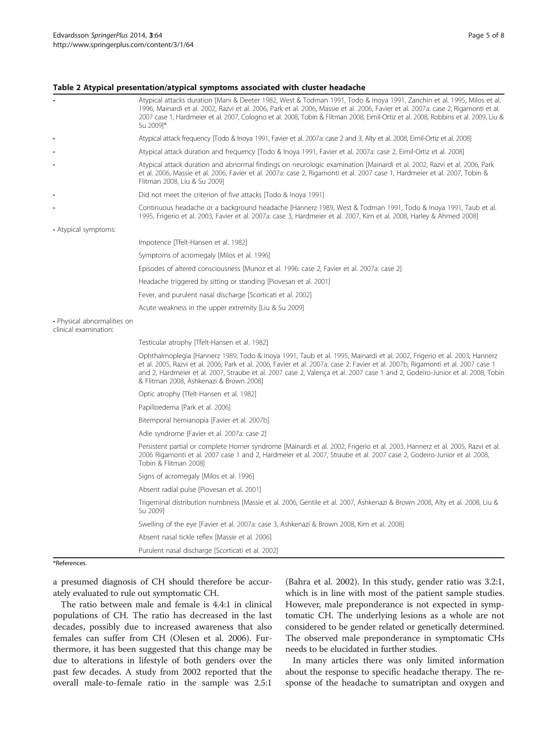**Table 2 Atypical presentation/atypical symptoms associated with cluster headache**

| | |
|---|---|
| • | Atypical attacks duration [Mani & Deeter 1982, West & Todman 1991, Todo & Inoya 1991, Zanchin et al. 1995, Milos et al. 1996, Mainardi et al. 2002, Razvi et al. 2006, Park et al. 2006, Massie et al. 2006, Favier et al. 2007a: case 2, Rigamonti et al. 2007 case 1, Hardmeier et al. 2007, Cologno et al. 2008, Tobin & Flitman 2008, Eimil-Ortiz et al. 2008, Robbins et al. 2009, Liu & Su 2009]* |
| • | Atypical attack frequency [Todo & Inoya 1991, Favier et al. 2007a: case 2 and 3, Alty et al. 2008, Eimil-Ortiz et al. 2008] |
| • | Atypical attack duration and frequency [Todo & Inoya 1991, Favier et al. 2007a: case 2, Eimil-Ortiz et al. 2008] |
| • | Atypical attack duration and abnormal findings on neurologic examination [Mainardi et al. 2002, Razvi et al. 2006, Park et al. 2006, Massie et al. 2006, Favier et al. 2007a: case 2, Rigamonti et al. 2007 case 1, Hardmeier et al. 2007, Tobin & Flitman 2008, Liu & Su 2009] |
| • | Did not meet the criterion of five attacks [Todo & Inoya 1991] |
| • | Continuous headache or a background headache [Hannerz 1989, West & Todman 1991, Todo & Inoya 1991, Taub et al. 1995, Frigerio et al. 2003, Favier et al. 2007a: case 3, Hardmeier et al. 2007, Kim et al. 2008, Harley & Ahmed 2008] |
| • Atypical symptoms: | |
| | Impotence [Tfelt-Hansen et al. 1982] |
| | Symptoms of acromegaly [Milos et al. 1996] |
| | Episodes of altered consciousness [Munoz et al. 1996: case 2, Favier et al. 2007a: case 2] |
| | Headache triggered by sitting or standing [Piovesan et al. 2001] |
| | Fever, and purulent nasal discharge [Scorticati et al. 2002] |
| | Acute weakness in the upper extremity [Liu & Su 2009] |
| • Physical abnormalities on clinical examination: | |
| | Testicular atrophy [Tfelt-Hansen et al. 1982] |
| | Ophthalmoplegia [Hannerz 1989, Todo & Inoya 1991, Taub et al. 1995, Mainardi et al. 2002, Frigerio et al. 2003, Hannerz et al. 2005, Razvi et al. 2006, Park et al. 2006, Favier et al. 2007a: case 2: Favier et al. 2007b, Rigamonti et al. 2007 case 1 and 2, Hardmeier et al. 2007, Straube et al. 2007 case 2, Valença et al. 2007 case 1 and 2, Godeiro-Junior et al. 2008, Tobin & Flitman 2008, Ashkenazi & Brown 2008] |
| | Optic atrophy [Tfelt-Hansen et al. 1982] |
| | Papilloedema [Park et al. 2006] |
| | Bitemporal hemianopia [Favier et al. 2007b] |
| | Adie syndrome [Favier et al. 2007a: case 2] |
| | Persistent partial or complete Horner syndrome [Mainardi et al. 2002, Frigerio et al. 2003, Hannerz et al. 2005, Razvi et al. 2006 Rigamonti et al. 2007 case 1 and 2, Hardmeier et al. 2007, Straube et al. 2007 case 2, Godeiro-Junior et al. 2008, Tobin & Flitman 2008] |
| | Signs of acromegaly [Milos et al. 1996] |
| | Absent radial pulse [Piovesan et al. 2001] |
| | Trigeminal distribution numbness [Massie et al. 2006, Gentile et al. 2007, Ashkenazi & Brown 2008, Alty et al. 2008, Liu & Su 2009] |
| | Swelling of the eye [Favier et al. 2007a: case 3, Ashkenazi & Brown 2008, Kim et al. 2008] |
| | Absent nasal tickle reflex [Massie et al. 2006] |
| | Purulent nasal discharge [Scorticati et al. 2002] |

*References.

a presumed diagnosis of CH should therefore be accurately evaluated to rule out symptomatic CH.

The ratio between male and female is 4.4:1 in clinical populations of CH. The ratio has decreased in the last decades, possibly due to increased awareness that also females can suffer from CH (Olesen et al. 2006). Furthermore, it has been suggested that this change may be due to alterations in lifestyle of both genders over the past few decades. A study from 2002 reported that the overall male-to-female ratio in the sample was 2.5:1 (Bahra et al. 2002). In this study, gender ratio was 3.2:1, which is in line with most of the patient sample studies. However, male preponderance is not expected in symptomatic CH. The underlying lesions as a whole are not considered to be gender related or genetically determined. The observed male preponderance in symptomatic CHs needs to be elucidated in further studies.

In many articles there was only limited information about the response to specific headache therapy. The response of the headache to sumatriptan and oxygen and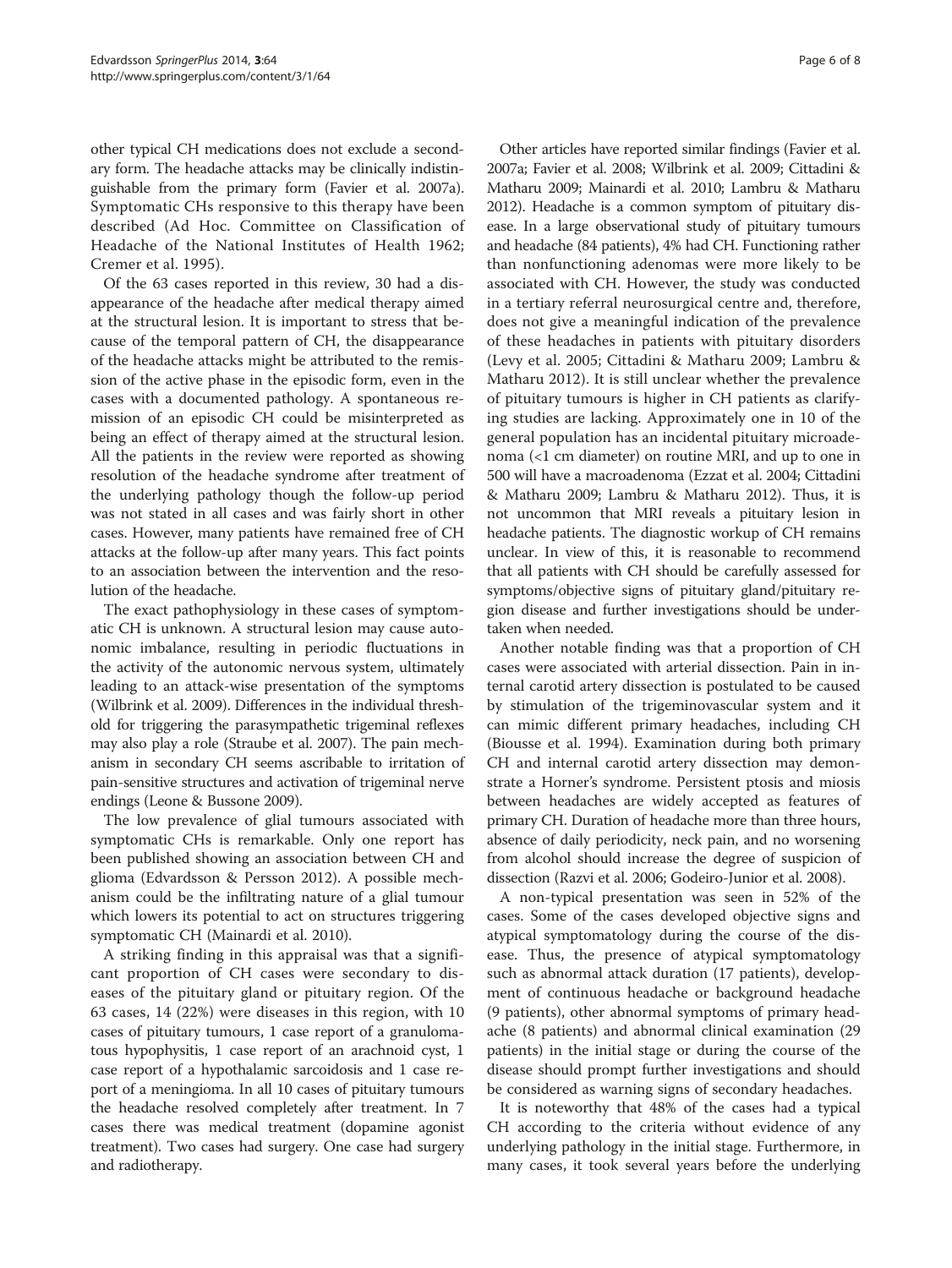other typical CH medications does not exclude a secondary form. The headache attacks may be clinically indistinguishable from the primary form (Favier et al. 2007a). Symptomatic CHs responsive to this therapy have been described (Ad Hoc. Committee on Classification of Headache of the National Institutes of Health 1962; Cremer et al. 1995).

Of the 63 cases reported in this review, 30 had a disappearance of the headache after medical therapy aimed at the structural lesion. It is important to stress that because of the temporal pattern of CH, the disappearance of the headache attacks might be attributed to the remission of the active phase in the episodic form, even in the cases with a documented pathology. A spontaneous remission of an episodic CH could be misinterpreted as being an effect of therapy aimed at the structural lesion. All the patients in the review were reported as showing resolution of the headache syndrome after treatment of the underlying pathology though the follow-up period was not stated in all cases and was fairly short in other cases. However, many patients have remained free of CH attacks at the follow-up after many years. This fact points to an association between the intervention and the resolution of the headache.

The exact pathophysiology in these cases of symptomatic CH is unknown. A structural lesion may cause autonomic imbalance, resulting in periodic fluctuations in the activity of the autonomic nervous system, ultimately leading to an attack-wise presentation of the symptoms (Wilbrink et al. 2009). Differences in the individual threshold for triggering the parasympathetic trigeminal reflexes may also play a role (Straube et al. 2007). The pain mechanism in secondary CH seems ascribable to irritation of pain-sensitive structures and activation of trigeminal nerve endings (Leone & Bussone 2009).

The low prevalence of glial tumours associated with symptomatic CHs is remarkable. Only one report has been published showing an association between CH and glioma (Edvardsson & Persson 2012). A possible mechanism could be the infiltrating nature of a glial tumour which lowers its potential to act on structures triggering symptomatic CH (Mainardi et al. 2010).

A striking finding in this appraisal was that a significant proportion of CH cases were secondary to diseases of the pituitary gland or pituitary region. Of the 63 cases, 14 (22%) were diseases in this region, with 10 cases of pituitary tumours, 1 case report of a granulomatous hypophysitis, 1 case report of an arachnoid cyst, 1 case report of a hypothalamic sarcoidosis and 1 case report of a meningioma. In all 10 cases of pituitary tumours the headache resolved completely after treatment. In 7 cases there was medical treatment (dopamine agonist treatment). Two cases had surgery. One case had surgery and radiotherapy.

Other articles have reported similar findings (Favier et al. 2007a; Favier et al. 2008; Wilbrink et al. 2009; Cittadini & Matharu 2009; Mainardi et al. 2010; Lambru & Matharu 2012). Headache is a common symptom of pituitary disease. In a large observational study of pituitary tumours and headache (84 patients), 4% had CH. Functioning rather than nonfunctioning adenomas were more likely to be associated with CH. However, the study was conducted in a tertiary referral neurosurgical centre and, therefore, does not give a meaningful indication of the prevalence of these headaches in patients with pituitary disorders (Levy et al. 2005; Cittadini & Matharu 2009; Lambru & Matharu 2012). It is still unclear whether the prevalence of pituitary tumours is higher in CH patients as clarifying studies are lacking. Approximately one in 10 of the general population has an incidental pituitary microadenoma (<1 cm diameter) on routine MRI, and up to one in 500 will have a macroadenoma (Ezzat et al. 2004; Cittadini & Matharu 2009; Lambru & Matharu 2012). Thus, it is not uncommon that MRI reveals a pituitary lesion in headache patients. The diagnostic workup of CH remains unclear. In view of this, it is reasonable to recommend that all patients with CH should be carefully assessed for symptoms/objective signs of pituitary gland/pituitary region disease and further investigations should be undertaken when needed.

Another notable finding was that a proportion of CH cases were associated with arterial dissection. Pain in internal carotid artery dissection is postulated to be caused by stimulation of the trigeminovascular system and it can mimic different primary headaches, including CH (Biousse et al. 1994). Examination during both primary CH and internal carotid artery dissection may demonstrate a Horner's syndrome. Persistent ptosis and miosis between headaches are widely accepted as features of primary CH. Duration of headache more than three hours, absence of daily periodicity, neck pain, and no worsening from alcohol should increase the degree of suspicion of dissection (Razvi et al. 2006; Godeiro-Junior et al. 2008).

A non-typical presentation was seen in 52% of the cases. Some of the cases developed objective signs and atypical symptomatology during the course of the disease. Thus, the presence of atypical symptomatology such as abnormal attack duration (17 patients), development of continuous headache or background headache (9 patients), other abnormal symptoms of primary headache (8 patients) and abnormal clinical examination (29 patients) in the initial stage or during the course of the disease should prompt further investigations and should be considered as warning signs of secondary headaches.

It is noteworthy that 48% of the cases had a typical CH according to the criteria without evidence of any underlying pathology in the initial stage. Furthermore, in many cases, it took several years before the underlying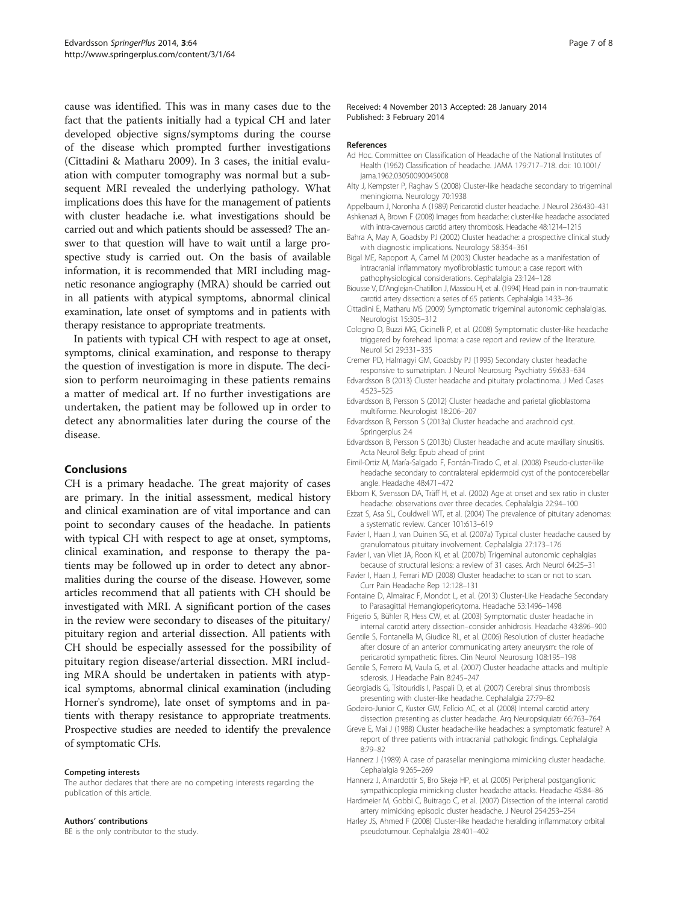cause was identified. This was in many cases due to the fact that the patients initially had a typical CH and later developed objective signs/symptoms during the course of the disease which prompted further investigations (Cittadini & Matharu 2009). In 3 cases, the initial evaluation with computer tomography was normal but a subsequent MRI revealed the underlying pathology. What implications does this have for the management of patients with cluster headache i.e. what investigations should be carried out and which patients should be assessed? The answer to that question will have to wait until a large prospective study is carried out. On the basis of available information, it is recommended that MRI including magnetic resonance angiography (MRA) should be carried out in all patients with atypical symptoms, abnormal clinical examination, late onset of symptoms and in patients with therapy resistance to appropriate treatments.

In patients with typical CH with respect to age at onset, symptoms, clinical examination, and response to therapy the question of investigation is more in dispute. The decision to perform neuroimaging in these patients remains a matter of medical art. If no further investigations are undertaken, the patient may be followed up in order to detect any abnormalities later during the course of the disease.

## Conclusions

CH is a primary headache. The great majority of cases are primary. In the initial assessment, medical history and clinical examination are of vital importance and can point to secondary causes of the headache. In patients with typical CH with respect to age at onset, symptoms, clinical examination, and response to therapy the patients may be followed up in order to detect any abnormalities during the course of the disease. However, some articles recommend that all patients with CH should be investigated with MRI. A significant portion of the cases in the review were secondary to diseases of the pituitary/pituitary region and arterial dissection. All patients with CH should be especially assessed for the possibility of pituitary region disease/arterial dissection. MRI including MRA should be undertaken in patients with atypical symptoms, abnormal clinical examination (including Horner's syndrome), late onset of symptoms and in patients with therapy resistance to appropriate treatments. Prospective studies are needed to identify the prevalence of symptomatic CHs.

#### Competing interests

The author declares that there are no competing interests regarding the publication of this article.

#### Authors' contributions

BE is the only contributor to the study.

Received: 4 November 2013 Accepted: 28 January 2014
Published: 3 February 2014

#### References

Ad Hoc. Committee on Classification of Headache of the National Institutes of Health (1962) Classification of headache. JAMA 179:717–718. doi: 10.1001/jama.1962.03050090045008

Alty J, Kempster P, Raghav S (2008) Cluster-like headache secondary to trigeminal meningioma. Neurology 70:1938

Appelbaum J, Noronha A (1989) Pericarotid cluster headache. J Neurol 236:430–431

Ashkenazi A, Brown F (2008) Images from headache: cluster-like headache associated with intra-cavernous carotid artery thrombosis. Headache 48:1214–1215

Bahra A, May A, Goadsby PJ (2002) Cluster headache: a prospective clinical study with diagnostic implications. Neurology 58:354–361

Bigal ME, Rapoport A, Camel M (2003) Cluster headache as a manifestation of intracranial inflammatory myofibroblastic tumour: a case report with pathophysiological considerations. Cephalalgia 23:124–128

Biousse V, D'Anglejan-Chatillon J, Massiou H, et al. (1994) Head pain in non-traumatic carotid artery dissection: a series of 65 patients. Cephalalgia 14:33–36

Cittadini E, Matharu MS (2009) Symptomatic trigeminal autonomic cephalalgias. Neurologist 15:305–312

Cologno D, Buzzi MG, Cicinelli P, et al. (2008) Symptomatic cluster-like headache triggered by forehead lipoma: a case report and review of the literature. Neurol Sci 29:331–335

Cremer PD, Halmagyi GM, Goadsby PJ (1995) Secondary cluster headache responsive to sumatriptan. J Neurol Neurosurg Psychiatry 59:633–634

Edvardsson B (2013) Cluster headache and pituitary prolactinoma. J Med Cases 4:523–525

Edvardsson B, Persson S (2012) Cluster headache and parietal glioblastoma multiforme. Neurologist 18:206–207

Edvardsson B, Persson S (2013a) Cluster headache and arachnoid cyst. Springerplus 2:4

Edvardsson B, Persson S (2013b) Cluster headache and acute maxillary sinusitis. Acta Neurol Belg: Epub ahead of print

Eimil-Ortiz M, María-Salgado F, Fontán-Tirado C, et al. (2008) Pseudo-cluster-like headache secondary to contralateral epidermoid cyst of the pontocerebellar angle. Headache 48:471–472

Ekbom K, Svensson DA, Träff H, et al. (2002) Age at onset and sex ratio in cluster headache: observations over three decades. Cephalalgia 22:94–100

Ezzat S, Asa SL, Couldwell WT, et al. (2004) The prevalence of pituitary adenomas: a systematic review. Cancer 101:613–619

Favier I, Haan J, van Duinen SG, et al. (2007a) Typical cluster headache caused by granulomatous pituitary involvement. Cephalalgia 27:173–176

Favier I, van Vliet JA, Roon KI, et al. (2007b) Trigeminal autonomic cephalgias because of structural lesions: a review of 31 cases. Arch Neurol 64:25–31

Favier I, Haan J, Ferrari MD (2008) Cluster headache: to scan or not to scan. Curr Pain Headache Rep 12:128–131

Fontaine D, Almairac F, Mondot L, et al. (2013) Cluster-Like Headache Secondary to Parasagittal Hemangiopericytoma. Headache 53:1496–1498

Frigerio S, Bühler R, Hess CW, et al. (2003) Symptomatic cluster headache in internal carotid artery dissection–consider anhidrosis. Headache 43:896–900

Gentile S, Fontanella M, Giudice RL, et al. (2006) Resolution of cluster headache after closure of an anterior communicating artery aneurysm: the role of pericarotid sympathetic fibres. Clin Neurol Neurosurg 108:195–198

Gentile S, Ferrero M, Vaula G, et al. (2007) Cluster headache attacks and multiple sclerosis. J Headache Pain 8:245–247

Georgiadis G, Tsitouridis I, Paspali D, et al. (2007) Cerebral sinus thrombosis presenting with cluster-like headache. Cephalalgia 27:79–82

Godeiro-Junior C, Kuster GW, Felício AC, et al. (2008) Internal carotid artery dissection presenting as cluster headache. Arq Neuropsiquiatr 66:763–764

Greve E, Mai J (1988) Cluster headache-like headaches: a symptomatic feature? A report of three patients with intracranial pathologic findings. Cephalalgia 8:79–82

Hannerz J (1989) A case of parasellar meningioma mimicking cluster headache. Cephalalgia 9:265–269

Hannerz J, Arnardottir S, Bro Skejø HP, et al. (2005) Peripheral postganglionic sympathicoplegia mimicking cluster headache attacks. Headache 45:84–86

Hardmeier M, Gobbi C, Buitrago C, et al. (2007) Dissection of the internal carotid artery mimicking episodic cluster headache. J Neurol 254:253–254

Harley JS, Ahmed F (2008) Cluster-like headache heralding inflammatory orbital pseudotumour. Cephalalgia 28:401–402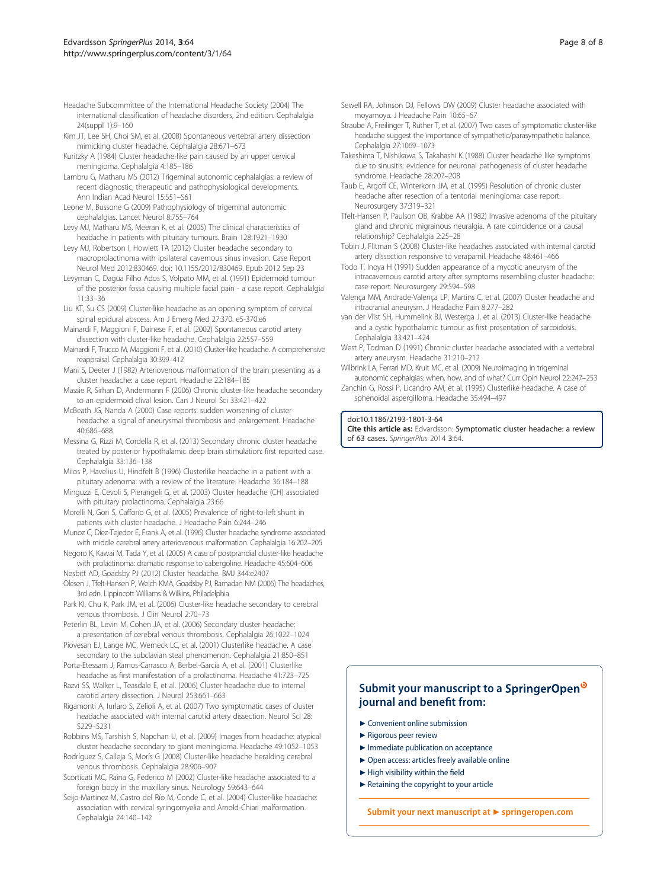Headache Subcommittee of the International Headache Society (2004) The international classification of headache disorders, 2nd edition. Cephalalgia 24(suppl 1):9–160

Kim JT, Lee SH, Choi SM, et al. (2008) Spontaneous vertebral artery dissection mimicking cluster headache. Cephalalgia 28:671–673

Kuritzky A (1984) Cluster headache-like pain caused by an upper cervical meningioma. Cephalalgia 4:185–186

Lambru G, Matharu MS (2012) Trigeminal autonomic cephalalgias: a review of recent diagnostic, therapeutic and pathophysiological developments. Ann Indian Acad Neurol 15:S51–S61

Leone M, Bussone G (2009) Pathophysiology of trigeminal autonomic cephalalgias. Lancet Neurol 8:755–764

Levy MJ, Matharu MS, Meeran K, et al. (2005) The clinical characteristics of headache in patients with pituitary tumours. Brain 128:1921–1930

Levy MJ, Robertson I, Howlett TA (2012) Cluster headache secondary to macroprolactinoma with ipsilateral cavernous sinus invasion. Case Report Neurol Med 2012:830469. doi: 10.1155/2012/830469. Epub 2012 Sep 23

Levyman C, Dagua Filho Ados S, Volpato MM, et al. (1991) Epidermoid tumour of the posterior fossa causing multiple facial pain - a case report. Cephalalgia 11:33–36

Liu KT, Su CS (2009) Cluster-like headache as an opening symptom of cervical spinal epidural abscess. Am J Emerg Med 27:370. e5-370.e6

Mainardi F, Maggioni F, Dainese F, et al. (2002) Spontaneous carotid artery dissection with cluster-like headache. Cephalalgia 22:557–559

Mainardi F, Trucco M, Maggioni F, et al. (2010) Cluster-like headache. A comprehensive reappraisal. Cephalalgia 30:399–412

Mani S, Deeter J (1982) Arteriovenous malformation of the brain presenting as a cluster headache: a case report. Headache 22:184–185

Massie R, Sirhan D, Andermann F (2006) Chronic cluster-like headache secondary to an epidermoid clival lesion. Can J Neurol Sci 33:421–422

McBeath JG, Nanda A (2000) Case reports: sudden worsening of cluster headache: a signal of aneurysmal thrombosis and enlargement. Headache 40:686–688

Messina G, Rizzi M, Cordella R, et al. (2013) Secondary chronic cluster headache treated by posterior hypothalamic deep brain stimulation: first reported case. Cephalalgia 33:136–138

Milos P, Havelius U, Hindfelt B (1996) Clusterlike headache in a patient with a pituitary adenoma: with a review of the literature. Headache 36:184–188

Minguzzi E, Cevoli S, Pierangeli G, et al. (2003) Cluster headache (CH) associated with pituitary prolactinoma. Cephalalgia 23:66

Morelli N, Gori S, Cafforio G, et al. (2005) Prevalence of right-to-left shunt in patients with cluster headache. J Headache Pain 6:244–246

Munoz C, Diez-Tejedor E, Frank A, et al. (1996) Cluster headache syndrome associated with middle cerebral artery arteriovenous malformation. Cephalalgia 16:202–205

Negoro K, Kawai M, Tada Y, et al. (2005) A case of postprandial cluster-like headache with prolactinoma: dramatic response to cabergoline. Headache 45:604–606

Nesbitt AD, Goadsby PJ (2012) Cluster headache. BMJ 344:e2407

Olesen J, Tfelt-Hansen P, Welch KMA, Goadsby PJ, Ramadan NM (2006) The headaches, 3rd edn. Lippincott Williams & Wilkins, Philadelphia

Park KI, Chu K, Park JM, et al. (2006) Cluster-like headache secondary to cerebral venous thrombosis. J Clin Neurol 2:70–73

Peterlin BL, Levin M, Cohen JA, et al. (2006) Secondary cluster headache: a presentation of cerebral venous thrombosis. Cephalalgia 26:1022–1024

Piovesan EJ, Lange MC, Werneck LC, et al. (2001) Clusterlike headache. A case secondary to the subclavian steal phenomenon. Cephalalgia 21:850–851

Porta-Etessam J, Ramos-Carrasco A, Berbel-Garcia A, et al. (2001) Clusterlike headache as first manifestation of a prolactinoma. Headache 41:723–725

Razvi SS, Walker L, Teasdale E, et al. (2006) Cluster headache due to internal carotid artery dissection. J Neurol 253:661–663

Rigamonti A, Iurlaro S, Zelioli A, et al. (2007) Two symptomatic cases of cluster headache associated with internal carotid artery dissection. Neurol Sci 28: S229–S231

Robbins MS, Tarshish S, Napchan U, et al. (2009) Images from headache: atypical cluster headache secondary to giant meningioma. Headache 49:1052–1053

Rodríguez S, Calleja S, Morís G (2008) Cluster-like headache heralding cerebral venous thrombosis. Cephalalgia 28:906–907

Scorticati MC, Raina G, Federico M (2002) Cluster-like headache associated to a foreign body in the maxillary sinus. Neurology 59:643–644

Seijo-Martinez M, Castro del Río M, Conde C, et al. (2004) Cluster-like headache: association with cervical syringomyelia and Arnold-Chiari malformation. Cephalalgia 24:140–142

Sewell RA, Johnson DJ, Fellows DW (2009) Cluster headache associated with moyamoya. J Headache Pain 10:65–67

Straube A, Freilinger T, Rüther T, et al. (2007) Two cases of symptomatic cluster-like headache suggest the importance of sympathetic/parasympathetic balance. Cephalalgia 27:1069–1073

Takeshima T, Nishikawa S, Takahashi K (1988) Cluster headache like symptoms due to sinusitis: evidence for neuronal pathogenesis of cluster headache syndrome. Headache 28:207–208

Taub E, Argoff CE, Winterkorn JM, et al. (1995) Resolution of chronic cluster headache after resection of a tentorial meningioma: case report. Neurosurgery 37:319–321

Tfelt-Hansen P, Paulson OB, Krabbe AA (1982) Invasive adenoma of the pituitary gland and chronic migrainous neuralgia. A rare coincidence or a causal relationship? Cephalalgia 2:25–28

Tobin J, Flitman S (2008) Cluster-like headaches associated with internal carotid artery dissection responsive to verapamil. Headache 48:461–466

Todo T, Inoya H (1991) Sudden appearance of a mycotic aneurysm of the intracavernous carotid artery after symptoms resembling cluster headache: case report. Neurosurgery 29:594–598

Valença MM, Andrade-Valença LP, Martins C, et al. (2007) Cluster headache and intracranial aneurysm. J Headache Pain 8:277–282

van der Vlist SH, Hummelink BJ, Westerga J, et al. (2013) Cluster-like headache and a cystic hypothalamic tumour as first presentation of sarcoidosis. Cephalalgia 33:421–424

West P, Todman D (1991) Chronic cluster headache associated with a vertebral artery aneurysm. Headache 31:210–212

Wilbrink LA, Ferrari MD, Kruit MC, et al. (2009) Neuroimaging in trigeminal autonomic cephalgias: when, how, and of what? Curr Opin Neurol 22:247–253

Zanchin G, Rossi P, Licandro AM, et al. (1995) Clusterlike headache. A case of sphenoidal aspergilloma. Headache 35:494–497

doi:10.1186/2193-1801-3-64
**Cite this article as:** Edvardsson: Symptomatic cluster headache: a review of 63 cases. *SpringerPlus* 2014 **3**:64.

## Submit your manuscript to a SpringerOpen journal and benefit from:

- ► Convenient online submission
- ► Rigorous peer review
- ► Immediate publication on acceptance
- ► Open access: articles freely available online
- ► High visibility within the field
- ► Retaining the copyright to your article

**Submit your next manuscript at ► springeropen.com**